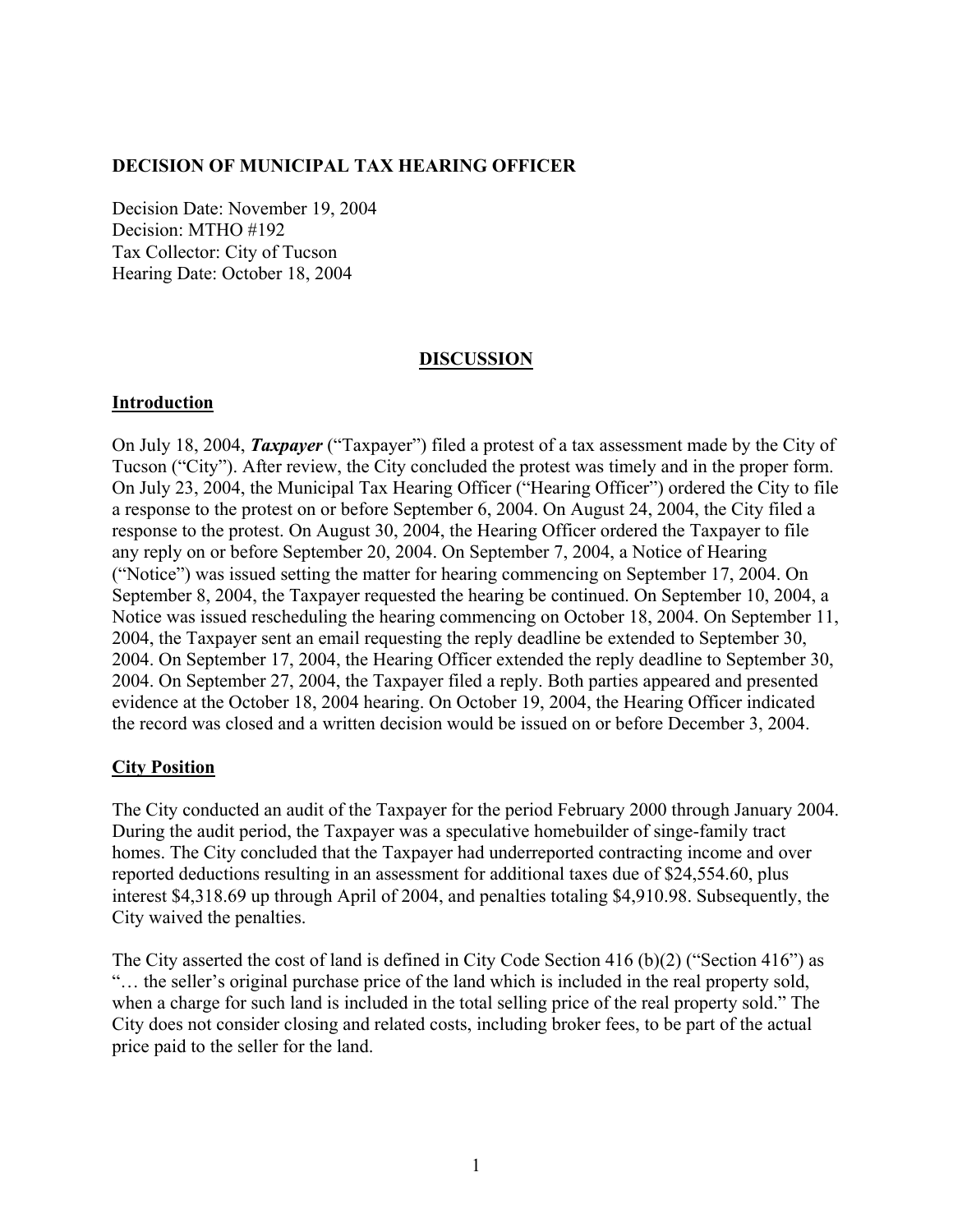**DECISION OF MUNICIPAL TAX HEARING OFFICER**

Decision Date: November 19, 2004
Decision: MTHO #192
Tax Collector: City of Tucson
Hearing Date: October 18, 2004

## DISCUSSION

### Introduction

On July 18, 2004, ***Taxpayer*** ("Taxpayer") filed a protest of a tax assessment made by the City of Tucson ("City"). After review, the City concluded the protest was timely and in the proper form. On July 23, 2004, the Municipal Tax Hearing Officer ("Hearing Officer") ordered the City to file a response to the protest on or before September 6, 2004. On August 24, 2004, the City filed a response to the protest. On August 30, 2004, the Hearing Officer ordered the Taxpayer to file any reply on or before September 20, 2004. On September 7, 2004, a Notice of Hearing ("Notice") was issued setting the matter for hearing commencing on September 17, 2004. On September 8, 2004, the Taxpayer requested the hearing be continued. On September 10, 2004, a Notice was issued rescheduling the hearing commencing on October 18, 2004. On September 11, 2004, the Taxpayer sent an email requesting the reply deadline be extended to September 30, 2004. On September 17, 2004, the Hearing Officer extended the reply deadline to September 30, 2004. On September 27, 2004, the Taxpayer filed a reply. Both parties appeared and presented evidence at the October 18, 2004 hearing. On October 19, 2004, the Hearing Officer indicated the record was closed and a written decision would be issued on or before December 3, 2004.

### City Position

The City conducted an audit of the Taxpayer for the period February 2000 through January 2004. During the audit period, the Taxpayer was a speculative homebuilder of singe-family tract homes. The City concluded that the Taxpayer had underreported contracting income and over reported deductions resulting in an assessment for additional taxes due of $24,554.60, plus interest $4,318.69 up through April of 2004, and penalties totaling $4,910.98. Subsequently, the City waived the penalties.

The City asserted the cost of land is defined in City Code Section 416 (b)(2) ("Section 416") as "… the seller's original purchase price of the land which is included in the real property sold, when a charge for such land is included in the total selling price of the real property sold." The City does not consider closing and related costs, including broker fees, to be part of the actual price paid to the seller for the land.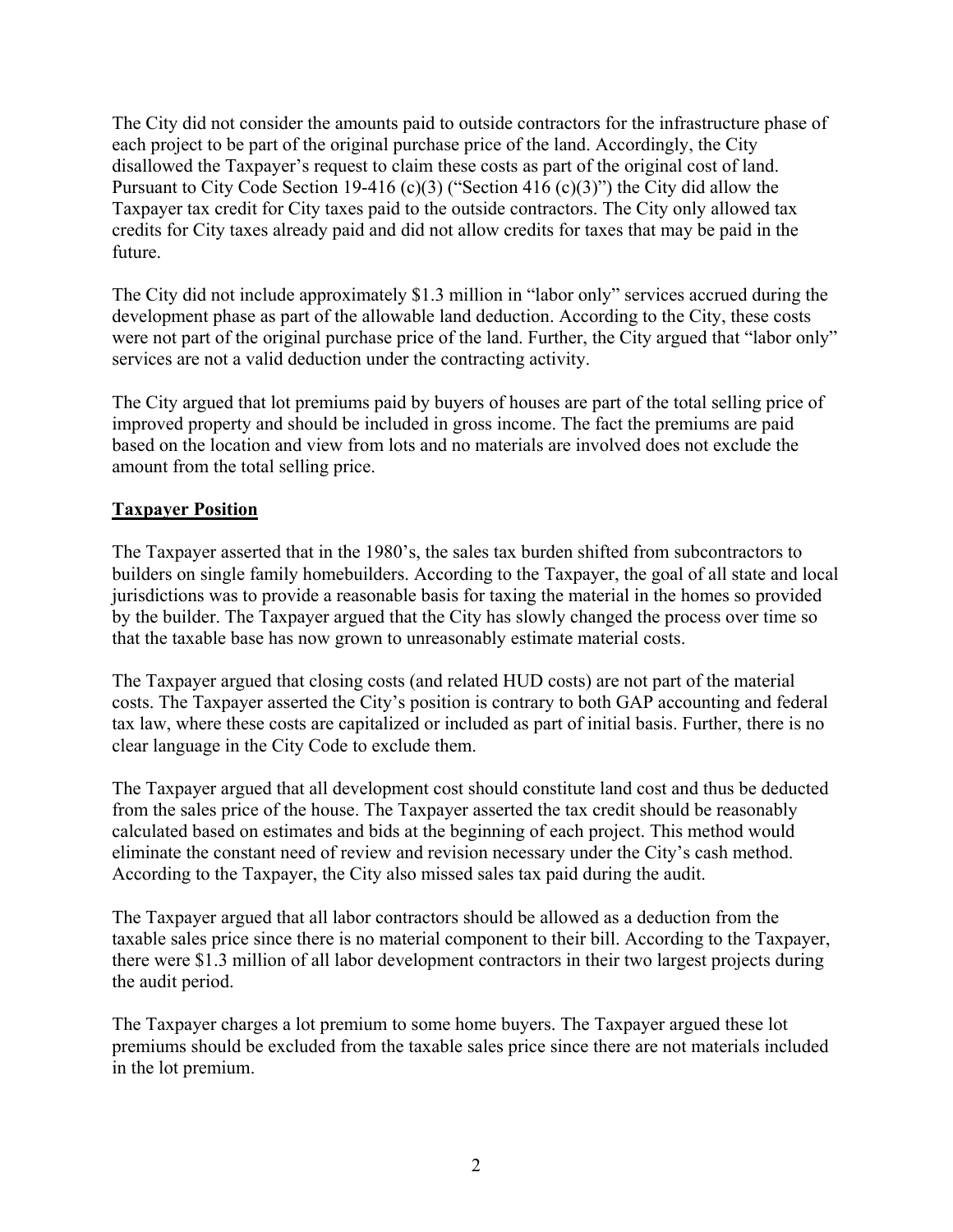The City did not consider the amounts paid to outside contractors for the infrastructure phase of each project to be part of the original purchase price of the land. Accordingly, the City disallowed the Taxpayer's request to claim these costs as part of the original cost of land. Pursuant to City Code Section 19-416 (c)(3) ("Section 416 (c)(3)") the City did allow the Taxpayer tax credit for City taxes paid to the outside contractors. The City only allowed tax credits for City taxes already paid and did not allow credits for taxes that may be paid in the future.

The City did not include approximately $1.3 million in "labor only" services accrued during the development phase as part of the allowable land deduction. According to the City, these costs were not part of the original purchase price of the land. Further, the City argued that "labor only" services are not a valid deduction under the contracting activity.

The City argued that lot premiums paid by buyers of houses are part of the total selling price of improved property and should be included in gross income. The fact the premiums are paid based on the location and view from lots and no materials are involved does not exclude the amount from the total selling price.

## Taxpayer Position

The Taxpayer asserted that in the 1980's, the sales tax burden shifted from subcontractors to builders on single family homebuilders. According to the Taxpayer, the goal of all state and local jurisdictions was to provide a reasonable basis for taxing the material in the homes so provided by the builder. The Taxpayer argued that the City has slowly changed the process over time so that the taxable base has now grown to unreasonably estimate material costs.

The Taxpayer argued that closing costs (and related HUD costs) are not part of the material costs. The Taxpayer asserted the City's position is contrary to both GAP accounting and federal tax law, where these costs are capitalized or included as part of initial basis. Further, there is no clear language in the City Code to exclude them.

The Taxpayer argued that all development cost should constitute land cost and thus be deducted from the sales price of the house. The Taxpayer asserted the tax credit should be reasonably calculated based on estimates and bids at the beginning of each project. This method would eliminate the constant need of review and revision necessary under the City's cash method. According to the Taxpayer, the City also missed sales tax paid during the audit.

The Taxpayer argued that all labor contractors should be allowed as a deduction from the taxable sales price since there is no material component to their bill. According to the Taxpayer, there were $1.3 million of all labor development contractors in their two largest projects during the audit period.

The Taxpayer charges a lot premium to some home buyers. The Taxpayer argued these lot premiums should be excluded from the taxable sales price since there are not materials included in the lot premium.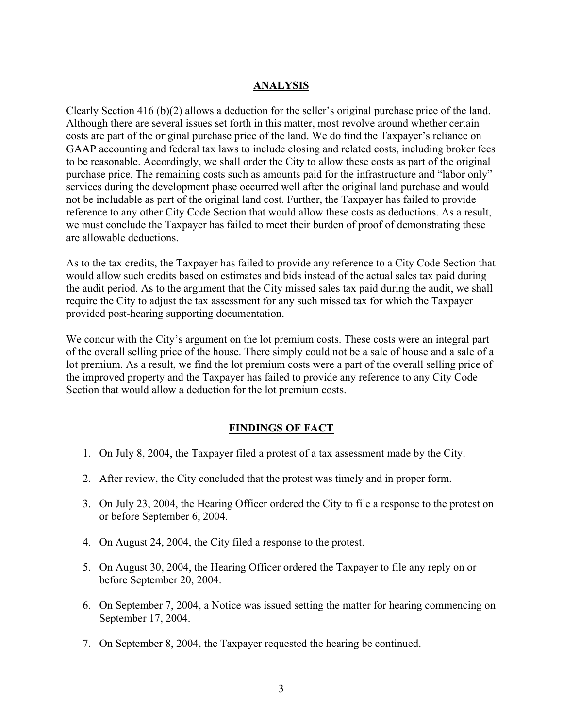## ANALYSIS

Clearly Section 416 (b)(2) allows a deduction for the seller's original purchase price of the land. Although there are several issues set forth in this matter, most revolve around whether certain costs are part of the original purchase price of the land. We do find the Taxpayer's reliance on GAAP accounting and federal tax laws to include closing and related costs, including broker fees to be reasonable. Accordingly, we shall order the City to allow these costs as part of the original purchase price. The remaining costs such as amounts paid for the infrastructure and "labor only" services during the development phase occurred well after the original land purchase and would not be includable as part of the original land cost. Further, the Taxpayer has failed to provide reference to any other City Code Section that would allow these costs as deductions. As a result, we must conclude the Taxpayer has failed to meet their burden of proof of demonstrating these are allowable deductions.

As to the tax credits, the Taxpayer has failed to provide any reference to a City Code Section that would allow such credits based on estimates and bids instead of the actual sales tax paid during the audit period. As to the argument that the City missed sales tax paid during the audit, we shall require the City to adjust the tax assessment for any such missed tax for which the Taxpayer provided post-hearing supporting documentation.

We concur with the City's argument on the lot premium costs. These costs were an integral part of the overall selling price of the house. There simply could not be a sale of house and a sale of a lot premium. As a result, we find the lot premium costs were a part of the overall selling price of the improved property and the Taxpayer has failed to provide any reference to any City Code Section that would allow a deduction for the lot premium costs.

## FINDINGS OF FACT

1. On July 8, 2004, the Taxpayer filed a protest of a tax assessment made by the City.
2. After review, the City concluded that the protest was timely and in proper form.
3. On July 23, 2004, the Hearing Officer ordered the City to file a response to the protest on or before September 6, 2004.
4. On August 24, 2004, the City filed a response to the protest.
5. On August 30, 2004, the Hearing Officer ordered the Taxpayer to file any reply on or before September 20, 2004.
6. On September 7, 2004, a Notice was issued setting the matter for hearing commencing on September 17, 2004.
7. On September 8, 2004, the Taxpayer requested the hearing be continued.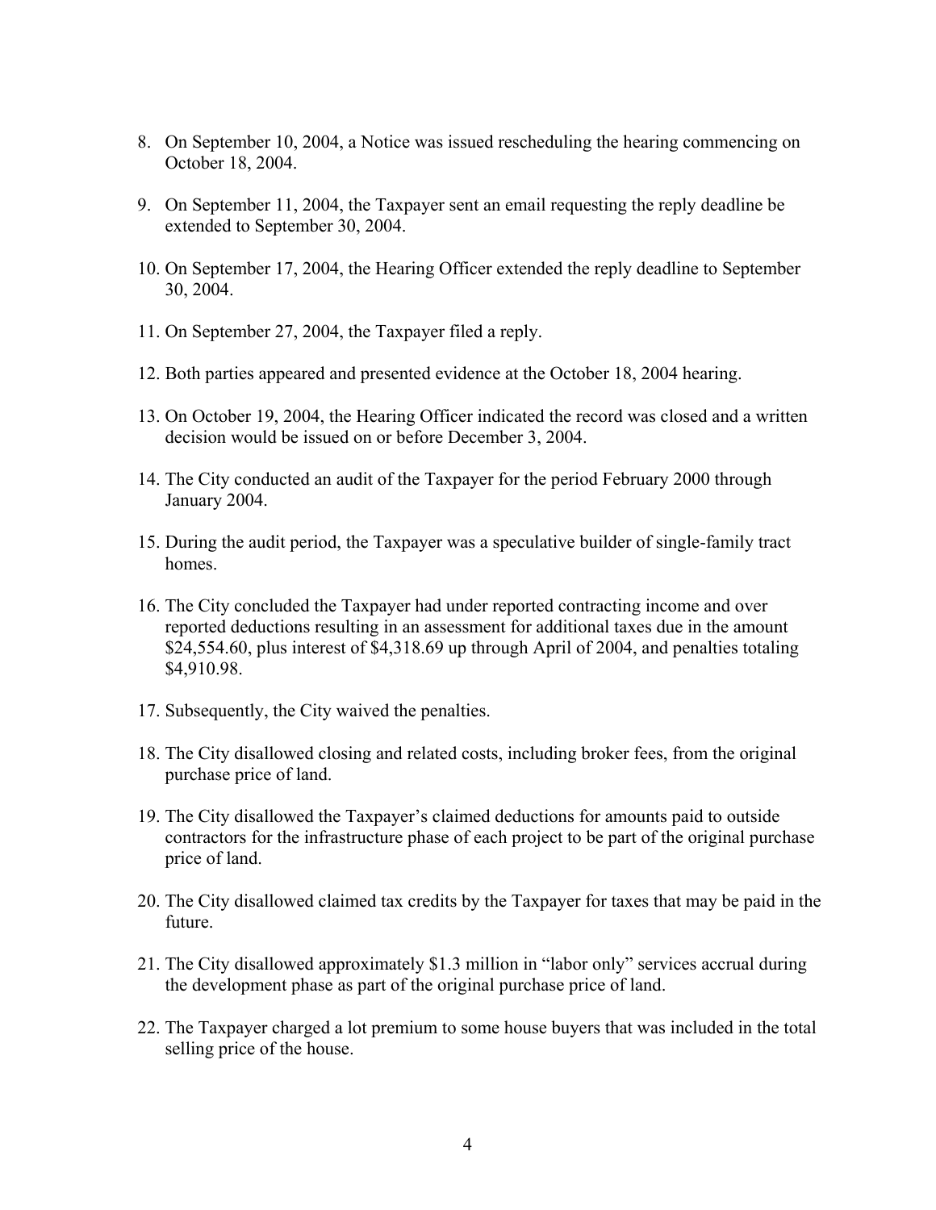8. On September 10, 2004, a Notice was issued rescheduling the hearing commencing on October 18, 2004.

9. On September 11, 2004, the Taxpayer sent an email requesting the reply deadline be extended to September 30, 2004.

10. On September 17, 2004, the Hearing Officer extended the reply deadline to September 30, 2004.

11. On September 27, 2004, the Taxpayer filed a reply.

12. Both parties appeared and presented evidence at the October 18, 2004 hearing.

13. On October 19, 2004, the Hearing Officer indicated the record was closed and a written decision would be issued on or before December 3, 2004.

14. The City conducted an audit of the Taxpayer for the period February 2000 through January 2004.

15. During the audit period, the Taxpayer was a speculative builder of single-family tract homes.

16. The City concluded the Taxpayer had under reported contracting income and over reported deductions resulting in an assessment for additional taxes due in the amount $24,554.60, plus interest of $4,318.69 up through April of 2004, and penalties totaling $4,910.98.

17. Subsequently, the City waived the penalties.

18. The City disallowed closing and related costs, including broker fees, from the original purchase price of land.

19. The City disallowed the Taxpayer's claimed deductions for amounts paid to outside contractors for the infrastructure phase of each project to be part of the original purchase price of land.

20. The City disallowed claimed tax credits by the Taxpayer for taxes that may be paid in the future.

21. The City disallowed approximately $1.3 million in "labor only" services accrual during the development phase as part of the original purchase price of land.

22. The Taxpayer charged a lot premium to some house buyers that was included in the total selling price of the house.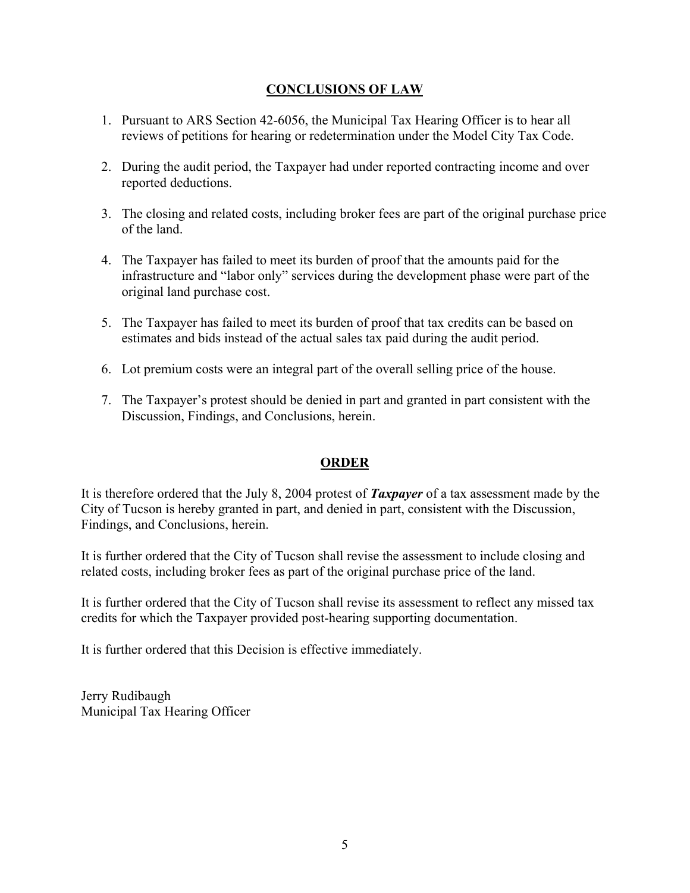## CONCLUSIONS OF LAW

1. Pursuant to ARS Section 42-6056, the Municipal Tax Hearing Officer is to hear all reviews of petitions for hearing or redetermination under the Model City Tax Code.

2. During the audit period, the Taxpayer had under reported contracting income and over reported deductions.

3. The closing and related costs, including broker fees are part of the original purchase price of the land.

4. The Taxpayer has failed to meet its burden of proof that the amounts paid for the infrastructure and "labor only" services during the development phase were part of the original land purchase cost.

5. The Taxpayer has failed to meet its burden of proof that tax credits can be based on estimates and bids instead of the actual sales tax paid during the audit period.

6. Lot premium costs were an integral part of the overall selling price of the house.

7. The Taxpayer's protest should be denied in part and granted in part consistent with the Discussion, Findings, and Conclusions, herein.

## ORDER

It is therefore ordered that the July 8, 2004 protest of ***Taxpayer*** of a tax assessment made by the City of Tucson is hereby granted in part, and denied in part, consistent with the Discussion, Findings, and Conclusions, herein.

It is further ordered that the City of Tucson shall revise the assessment to include closing and related costs, including broker fees as part of the original purchase price of the land.

It is further ordered that the City of Tucson shall revise its assessment to reflect any missed tax credits for which the Taxpayer provided post-hearing supporting documentation.

It is further ordered that this Decision is effective immediately.

Jerry Rudibaugh
Municipal Tax Hearing Officer